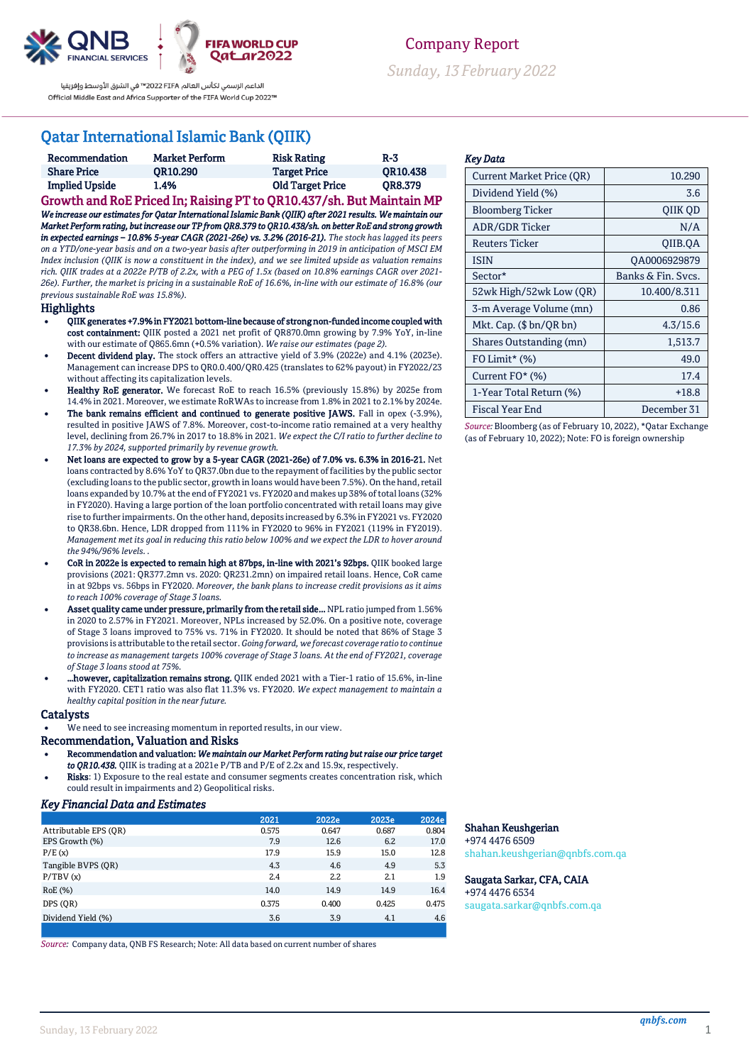Company Report

Sunday, 13 February 2022

الداعم الرسمي لكأس العالم FIFA 2022™ في الشرق الأوسط وإفريقيا
Official Middle East and Africa Supporter of the FIFA World Cup 2022™

# Qatar International Islamic Bank (QIIK)

| Recommendation | Market Perform | Risk Rating | R-3 |
|---|---|---|---|
| Share Price | QR10.290 | Target Price | QR10.438 |
| Implied Upside | 1.4% | Old Target Price | QR8.379 |

## Growth and RoE Priced In; Raising PT to QR10.437/sh. But Maintain MP

***We increase our estimates for Qatar International Islamic Bank (QIIK) after 2021 results. We maintain our Market Perform rating, but increase our TP from QR8.379 to QR10.438/sh. on better RoE and strong growth in expected earnings – 10.8% 5-year CAGR (2021-26e) vs. 3.2% (2016-21).*** *The stock has lagged its peers on a YTD/one-year basis and on a two-year basis after outperforming in 2019 in anticipation of MSCI EM Index inclusion (QIIK is now a constituent in the index), and we see limited upside as valuation remains rich. QIIK trades at a 2022e P/TB of 2.2x, with a PEG of 1.5x (based on 10.8% earnings CAGR over 2021-26e). Further, the market is pricing in a sustainable RoE of 16.6%, in-line with our estimate of 16.8% (our previous sustainable RoE was 15.8%).*

## Highlights

- **QIIK generates +7.9% in FY2021 bottom-line because of strong non-funded income coupled with cost containment:** QIIK posted a 2021 net profit of QR870.0mn growing by 7.9% YoY, in-line with our estimate of QR865.6mn (+0.5% variation). *We raise our estimates (page 2).*
- **Decent dividend play.** The stock offers an attractive yield of 3.9% (2022e) and 4.1% (2023e). Management can increase DPS to QR0.0.400/QR0.425 (translates to 62% payout) in FY2022/23 without affecting its capitalization levels.
- **Healthy RoE generator.** We forecast RoE to reach 16.5% (previously 15.8%) by 2025e from 14.4% in 2021. Moreover, we estimate RoRWAs to increase from 1.8% in 2021 to 2.1% by 2024e.
- **The bank remains efficient and continued to generate positive JAWS.** Fall in opex (-3.9%), resulted in positive JAWS of 7.8%. Moreover, cost-to-income ratio remained at a very healthy level, declining from 26.7% in 2017 to 18.8% in 2021. *We expect the C/I ratio to further decline to 17.3% by 2024, supported primarily by revenue growth.*
- **Net loans are expected to grow by a 5-year CAGR (2021-26e) of 7.0% vs. 6.3% in 2016-21.** Net loans contracted by 8.6% YoY to QR37.0bn due to the repayment of facilities by the public sector (excluding loans to the public sector, growth in loans would have been 7.5%). On the hand, retail loans expanded by 10.7% at the end of FY2021 vs. FY2020 and makes up 38% of total loans (32% in FY2020). Having a large portion of the loan portfolio concentrated with retail loans may give rise to further impairments. On the other hand, deposits increased by 6.3% in FY2021 vs. FY2020 to QR38.6bn. Hence, LDR dropped from 111% in FY2020 to 96% in FY2021 (119% in FY2019). *Management met its goal in reducing this ratio below 100% and we expect the LDR to hover around the 94%/96% levels. .*
- **CoR in 2022e is expected to remain high at 87bps, in-line with 2021's 92bps.** QIIK booked large provisions (2021: QR377.2mn vs. 2020: QR231.2mn) on impaired retail loans. Hence, CoR came in at 92bps vs. 56bps in FY2020. *Moreover, the bank plans to increase credit provisions as it aims to reach 100% coverage of Stage 3 loans.*
- **Asset quality came under pressure, primarily from the retail side…** NPL ratio jumped from 1.56% in 2020 to 2.57% in FY2021. Moreover, NPLs increased by 52.0%. On a positive note, coverage of Stage 3 loans improved to 75% vs. 71% in FY2020. It should be noted that 86% of Stage 3 provisions is attributable to the retail sector. *Going forward, we forecast coverage ratio to continue to increase as management targets 100% coverage of Stage 3 loans. At the end of FY2021, coverage of Stage 3 loans stood at 75%.*
- **…however, capitalization remains strong.** QIIK ended 2021 with a Tier-1 ratio of 15.6%, in-line with FY2020. CET1 ratio was also flat 11.3% vs. FY2020. *We expect management to maintain a healthy capital position in the near future.*

## Catalysts

- We need to see increasing momentum in reported results, in our view.

## Recommendation, Valuation and Risks

- **Recommendation and valuation:** ***We maintain our Market Perform rating but raise our price target to QR10.438.*** QIIK is trading at a 2021e P/TB and P/E of 2.2x and 15.9x, respectively.
- **Risks**: 1) Exposure to the real estate and consumer segments creates concentration risk, which could result in impairments and 2) Geopolitical risks.

### *Key Financial Data and Estimates*

| | 2021 | 2022e | 2023e | 2024e |
|---|---|---|---|---|
| Attributable EPS (QR) | 0.575 | 0.647 | 0.687 | 0.804 |
| EPS Growth (%) | 7.9 | 12.6 | 6.2 | 17.0 |
| P/E (x) | 17.9 | 15.9 | 15.0 | 12.8 |
| Tangible BVPS (QR) | 4.3 | 4.6 | 4.9 | 5.3 |
| P/TBV (x) | 2.4 | 2.2 | 2.1 | 1.9 |
| RoE (%) | 14.0 | 14.9 | 14.9 | 16.4 |
| DPS (QR) | 0.375 | 0.400 | 0.425 | 0.475 |
| Dividend Yield (%) | 3.6 | 3.9 | 4.1 | 4.6 |

*Source:* Company data, QNB FS Research; Note: All data based on current number of shares

### *Key Data*

| | |
|---|---|
| Current Market Price (QR) | 10.290 |
| Dividend Yield (%) | 3.6 |
| Bloomberg Ticker | QIIK QD |
| ADR/GDR Ticker | N/A |
| Reuters Ticker | QIIB.QA |
| ISIN | QA0006929879 |
| Sector* | Banks & Fin. Svcs. |
| 52wk High/52wk Low (QR) | 10.400/8.311 |
| 3-m Average Volume (mn) | 0.86 |
| Mkt. Cap. ($ bn/QR bn) | 4.3/15.6 |
| Shares Outstanding (mn) | 1,513.7 |
| FO Limit* (%) | 49.0 |
| Current FO* (%) | 17.4 |
| 1-Year Total Return (%) | +18.8 |
| Fiscal Year End | December 31 |

*Source:* Bloomberg (as of February 10, 2022), *Qatar Exchange (as of February 10, 2022); Note: FO is foreign ownership

**Shahan Keushgerian**
+974 4476 6509
shahan.keushgerian@qnbfs.com.qa

**Saugata Sarkar, CFA, CAIA**
+974 4476 6534
saugata.sarkar@qnbfs.com.qa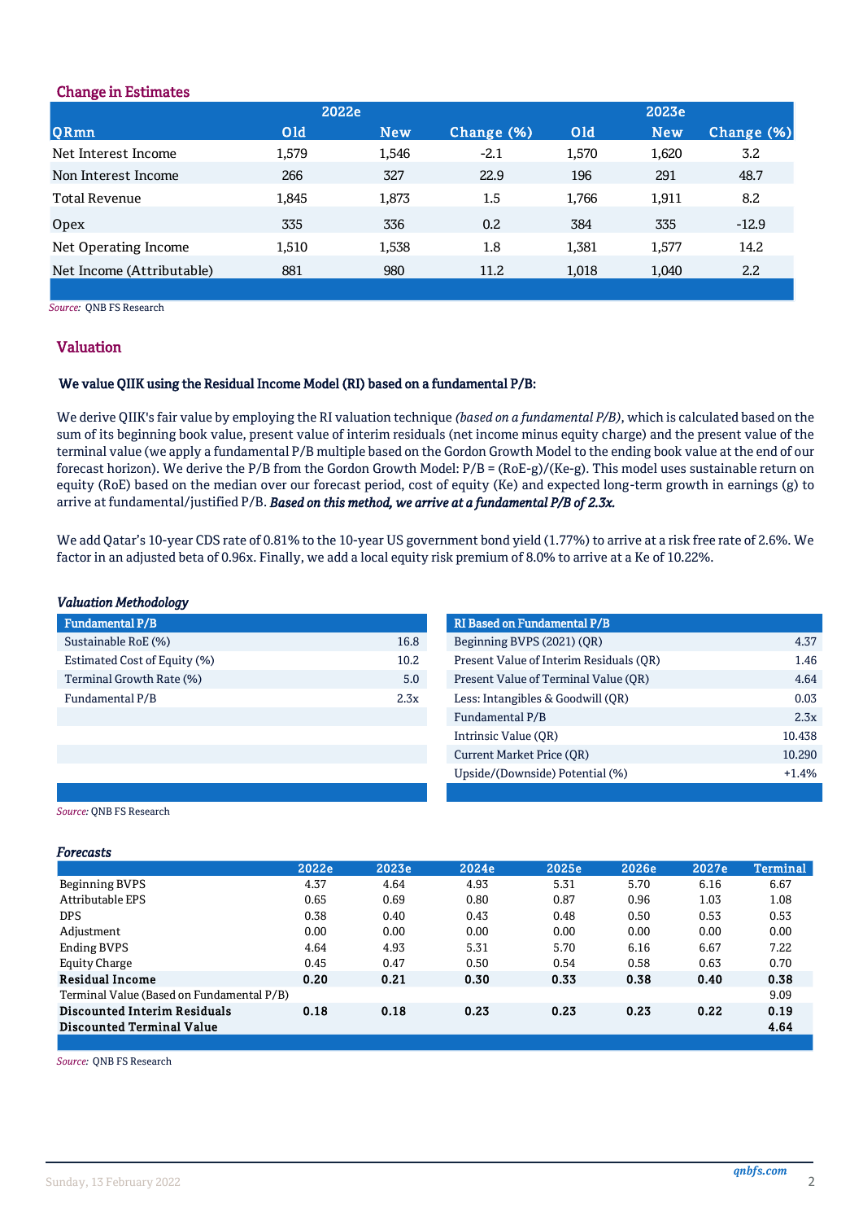## Change in Estimates

| | 2022e | | | 2023e | | |
|---|---|---|---|---|---|---|
| QRmn | Old | New | Change (%) | Old | New | Change (%) |
| Net Interest Income | 1,579 | 1,546 | -2.1 | 1,570 | 1,620 | 3.2 |
| Non Interest Income | 266 | 327 | 22.9 | 196 | 291 | 48.7 |
| Total Revenue | 1,845 | 1,873 | 1.5 | 1,766 | 1,911 | 8.2 |
| Opex | 335 | 336 | 0.2 | 384 | 335 | -12.9 |
| Net Operating Income | 1,510 | 1,538 | 1.8 | 1,381 | 1,577 | 14.2 |
| Net Income (Attributable) | 881 | 980 | 11.2 | 1,018 | 1,040 | 2.2 |

*Source:* QNB FS Research

## Valuation

**We value QIIK using the Residual Income Model (RI) based on a fundamental P/B:**

We derive QIIK's fair value by employing the RI valuation technique *(based on a fundamental P/B)*, which is calculated based on the sum of its beginning book value, present value of interim residuals (net income minus equity charge) and the present value of the terminal value (we apply a fundamental P/B multiple based on the Gordon Growth Model to the ending book value at the end of our forecast horizon). We derive the P/B from the Gordon Growth Model: P/B = (RoE-g)/(Ke-g). This model uses sustainable return on equity (RoE) based on the median over our forecast period, cost of equity (Ke) and expected long-term growth in earnings (g) to arrive at fundamental/justified P/B. ***Based on this method, we arrive at a fundamental P/B of 2.3x.***

We add Qatar's 10-year CDS rate of 0.81% to the 10-year US government bond yield (1.77%) to arrive at a risk free rate of 2.6%. We factor in an adjusted beta of 0.96x. Finally, we add a local equity risk premium of 8.0% to arrive at a Ke of 10.22%.

### *Valuation Methodology*

| Fundamental P/B | |
|---|---|
| Sustainable RoE (%) | 16.8 |
| Estimated Cost of Equity (%) | 10.2 |
| Terminal Growth Rate (%) | 5.0 |
| Fundamental P/B | 2.3x |

| RI Based on Fundamental P/B | |
|---|---|
| Beginning BVPS (2021) (QR) | 4.37 |
| Present Value of Interim Residuals (QR) | 1.46 |
| Present Value of Terminal Value (QR) | 4.64 |
| Less: Intangibles & Goodwill (QR) | 0.03 |
| Fundamental P/B | 2.3x |
| Intrinsic Value (QR) | 10.438 |
| Current Market Price (QR) | 10.290 |
| Upside/(Downside) Potential (%) | +1.4% |

*Source:* QNB FS Research

### *Forecasts*

| | 2022e | 2023e | 2024e | 2025e | 2026e | 2027e | Terminal |
|---|---|---|---|---|---|---|---|
| Beginning BVPS | 4.37 | 4.64 | 4.93 | 5.31 | 5.70 | 6.16 | 6.67 |
| Attributable EPS | 0.65 | 0.69 | 0.80 | 0.87 | 0.96 | 1.03 | 1.08 |
| DPS | 0.38 | 0.40 | 0.43 | 0.48 | 0.50 | 0.53 | 0.53 |
| Adjustment | 0.00 | 0.00 | 0.00 | 0.00 | 0.00 | 0.00 | 0.00 |
| Ending BVPS | 4.64 | 4.93 | 5.31 | 5.70 | 6.16 | 6.67 | 7.22 |
| Equity Charge | 0.45 | 0.47 | 0.50 | 0.54 | 0.58 | 0.63 | 0.70 |
| **Residual Income** | **0.20** | **0.21** | **0.30** | **0.33** | **0.38** | **0.40** | **0.38** |
| Terminal Value (Based on Fundamental P/B) | | | | | | | 9.09 |
| **Discounted Interim Residuals** | **0.18** | **0.18** | **0.23** | **0.23** | **0.23** | **0.22** | **0.19** |
| **Discounted Terminal Value** | | | | | | | **4.64** |

*Source:* QNB FS Research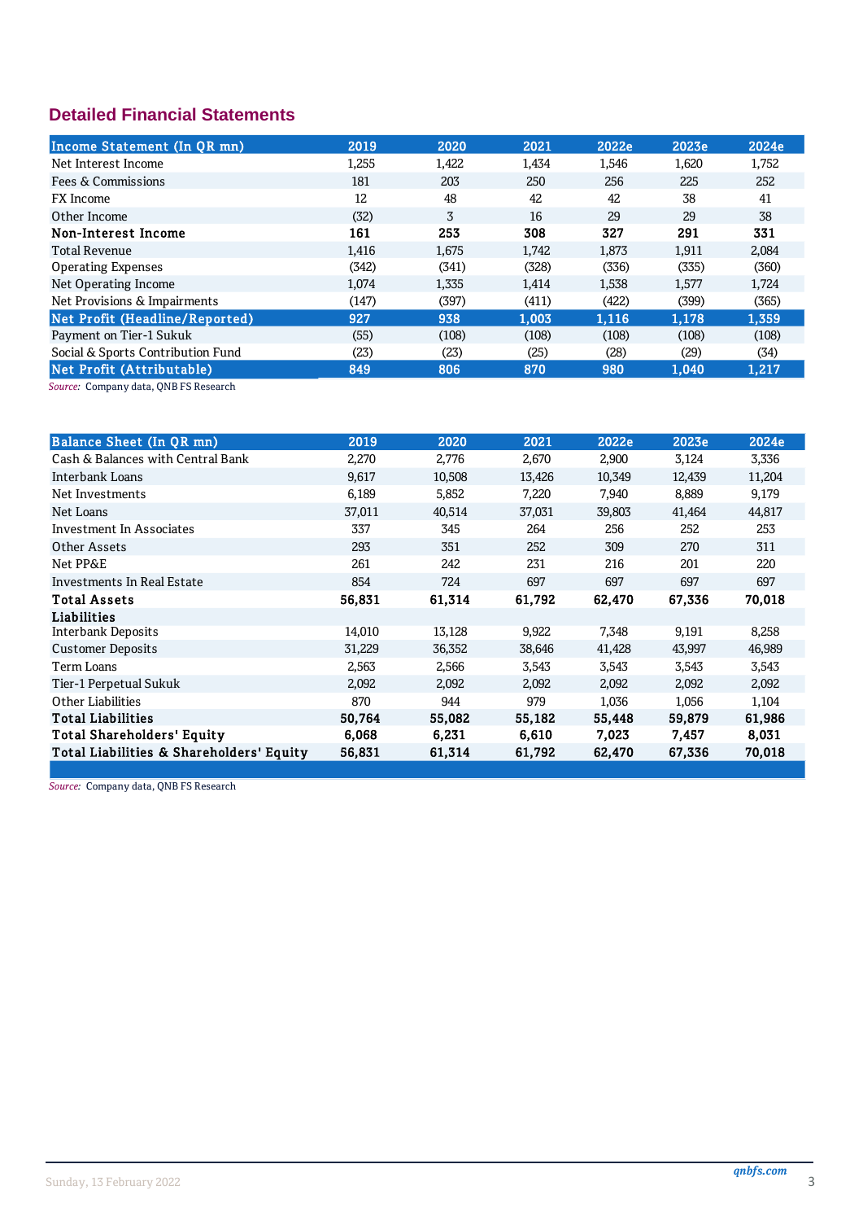## Detailed Financial Statements

| Income Statement (In QR mn) | 2019 | 2020 | 2021 | 2022e | 2023e | 2024e |
|---|---|---|---|---|---|---|
| Net Interest Income | 1,255 | 1,422 | 1,434 | 1,546 | 1,620 | 1,752 |
| Fees & Commissions | 181 | 203 | 250 | 256 | 225 | 252 |
| FX Income | 12 | 48 | 42 | 42 | 38 | 41 |
| Other Income | (32) | 3 | 16 | 29 | 29 | 38 |
| **Non-Interest Income** | **161** | **253** | **308** | **327** | **291** | **331** |
| Total Revenue | 1,416 | 1,675 | 1,742 | 1,873 | 1,911 | 2,084 |
| Operating Expenses | (342) | (341) | (328) | (336) | (335) | (360) |
| Net Operating Income | 1,074 | 1,335 | 1,414 | 1,538 | 1,577 | 1,724 |
| Net Provisions & Impairments | (147) | (397) | (411) | (422) | (399) | (365) |
| **Net Profit (Headline/Reported)** | **927** | **938** | **1,003** | **1,116** | **1,178** | **1,359** |
| Payment on Tier-1 Sukuk | (55) | (108) | (108) | (108) | (108) | (108) |
| Social & Sports Contribution Fund | (23) | (23) | (25) | (28) | (29) | (34) |
| **Net Profit (Attributable)** | **849** | **806** | **870** | **980** | **1,040** | **1,217** |

*Source:* Company data, QNB FS Research

| Balance Sheet (In QR mn) | 2019 | 2020 | 2021 | 2022e | 2023e | 2024e |
|---|---|---|---|---|---|---|
| Cash & Balances with Central Bank | 2,270 | 2,776 | 2,670 | 2,900 | 3,124 | 3,336 |
| Interbank Loans | 9,617 | 10,508 | 13,426 | 10,349 | 12,439 | 11,204 |
| Net Investments | 6,189 | 5,852 | 7,220 | 7,940 | 8,889 | 9,179 |
| Net Loans | 37,011 | 40,514 | 37,031 | 39,803 | 41,464 | 44,817 |
| Investment In Associates | 337 | 345 | 264 | 256 | 252 | 253 |
| Other Assets | 293 | 351 | 252 | 309 | 270 | 311 |
| Net PP&E | 261 | 242 | 231 | 216 | 201 | 220 |
| Investments In Real Estate | 854 | 724 | 697 | 697 | 697 | 697 |
| **Total Assets** | **56,831** | **61,314** | **61,792** | **62,470** | **67,336** | **70,018** |
| **Liabilities** | | | | | | |
| Interbank Deposits | 14,010 | 13,128 | 9,922 | 7,348 | 9,191 | 8,258 |
| Customer Deposits | 31,229 | 36,352 | 38,646 | 41,428 | 43,997 | 46,989 |
| Term Loans | 2,563 | 2,566 | 3,543 | 3,543 | 3,543 | 3,543 |
| Tier-1 Perpetual Sukuk | 2,092 | 2,092 | 2,092 | 2,092 | 2,092 | 2,092 |
| Other Liabilities | 870 | 944 | 979 | 1,036 | 1,056 | 1,104 |
| **Total Liabilities** | **50,764** | **55,082** | **55,182** | **55,448** | **59,879** | **61,986** |
| **Total Shareholders' Equity** | **6,068** | **6,231** | **6,610** | **7,023** | **7,457** | **8,031** |
| **Total Liabilities & Shareholders' Equity** | **56,831** | **61,314** | **61,792** | **62,470** | **67,336** | **70,018** |

*Source:* Company data, QNB FS Research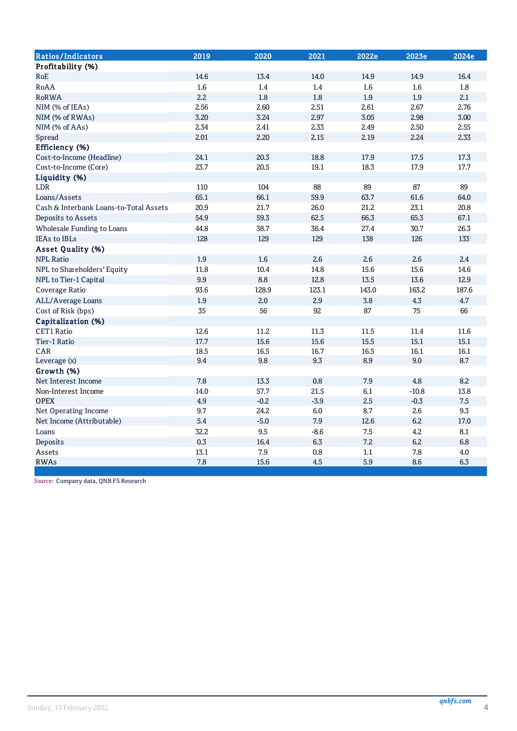| Ratios/Indicators | 2019 | 2020 | 2021 | 2022e | 2023e | 2024e |
|---|---|---|---|---|---|---|
| **Profitability (%)** | | | | | | |
| RoE | 14.6 | 13.4 | 14.0 | 14.9 | 14.9 | 16.4 |
| RoAA | 1.6 | 1.4 | 1.4 | 1.6 | 1.6 | 1.8 |
| RoRWA | 2.2 | 1.8 | 1.8 | 1.9 | 1.9 | 2.1 |
| NIM (% of IEAs) | 2.56 | 2.60 | 2.51 | 2.61 | 2.67 | 2.76 |
| NIM (% of RWAs) | 3.20 | 3.24 | 2.97 | 3.05 | 2.98 | 3.00 |
| NIM (% of AAs) | 2.34 | 2.41 | 2.33 | 2.49 | 2.50 | 2.55 |
| Spread | 2.01 | 2.20 | 2.15 | 2.19 | 2.24 | 2.33 |
| **Efficiency (%)** | | | | | | |
| Cost-to-Income (Headline) | 24.1 | 20.3 | 18.8 | 17.9 | 17.5 | 17.3 |
| Cost-to-Income (Core) | 23.7 | 20.5 | 19.1 | 18.3 | 17.9 | 17.7 |
| **Liquidity (%)** | | | | | | |
| LDR | 110 | 104 | 88 | 89 | 87 | 89 |
| Loans/Assets | 65.1 | 66.1 | 59.9 | 63.7 | 61.6 | 64.0 |
| Cash & Interbank Loans-to-Total Assets | 20.9 | 21.7 | 26.0 | 21.2 | 23.1 | 20.8 |
| Deposits to Assets | 54.9 | 59.3 | 62.5 | 66.3 | 65.3 | 67.1 |
| Wholesale Funding to Loans | 44.8 | 38.7 | 36.4 | 27.4 | 30.7 | 26.3 |
| IEAs to IBLs | 128 | 129 | 129 | 138 | 126 | 133 |
| **Asset Quality (%)** | | | | | | |
| NPL Ratio | 1.9 | 1.6 | 2.6 | 2.6 | 2.6 | 2.4 |
| NPL to Shareholders' Equity | 11.8 | 10.4 | 14.8 | 15.6 | 15.6 | 14.6 |
| NPL to Tier-1 Capital | 9.9 | 8.8 | 12.8 | 13.5 | 13.6 | 12.9 |
| Coverage Ratio | 93.6 | 128.9 | 123.1 | 143.0 | 163.2 | 187.6 |
| ALL/Average Loans | 1.9 | 2.0 | 2.9 | 3.8 | 4.3 | 4.7 |
| Cost of Risk (bps) | 35 | 56 | 92 | 87 | 75 | 66 |
| **Capitalization (%)** | | | | | | |
| CET1 Ratio | 12.6 | 11.2 | 11.3 | 11.5 | 11.4 | 11.6 |
| Tier-1 Ratio | 17.7 | 15.6 | 15.6 | 15.5 | 15.1 | 15.1 |
| CAR | 18.5 | 16.5 | 16.7 | 16.5 | 16.1 | 16.1 |
| Leverage (x) | 9.4 | 9.8 | 9.3 | 8.9 | 9.0 | 8.7 |
| **Growth (%)** | | | | | | |
| Net Interest Income | 7.8 | 13.3 | 0.8 | 7.9 | 4.8 | 8.2 |
| Non-Interest Income | 14.0 | 57.7 | 21.5 | 6.1 | -10.8 | 13.8 |
| OPEX | 4.9 | -0.2 | -3.9 | 2.5 | -0.3 | 7.5 |
| Net Operating Income | 9.7 | 24.2 | 6.0 | 8.7 | 2.6 | 9.3 |
| Net Income (Attributable) | 5.4 | -5.0 | 7.9 | 12.6 | 6.2 | 17.0 |
| Loans | 32.2 | 9.5 | -8.6 | 7.5 | 4.2 | 8.1 |
| Deposits | 0.3 | 16.4 | 6.3 | 7.2 | 6.2 | 6.8 |
| Assets | 13.1 | 7.9 | 0.8 | 1.1 | 7.8 | 4.0 |
| RWAs | 7.8 | 15.6 | 4.5 | 5.9 | 8.6 | 6.3 |

*Source:* Company data, QNB FS Research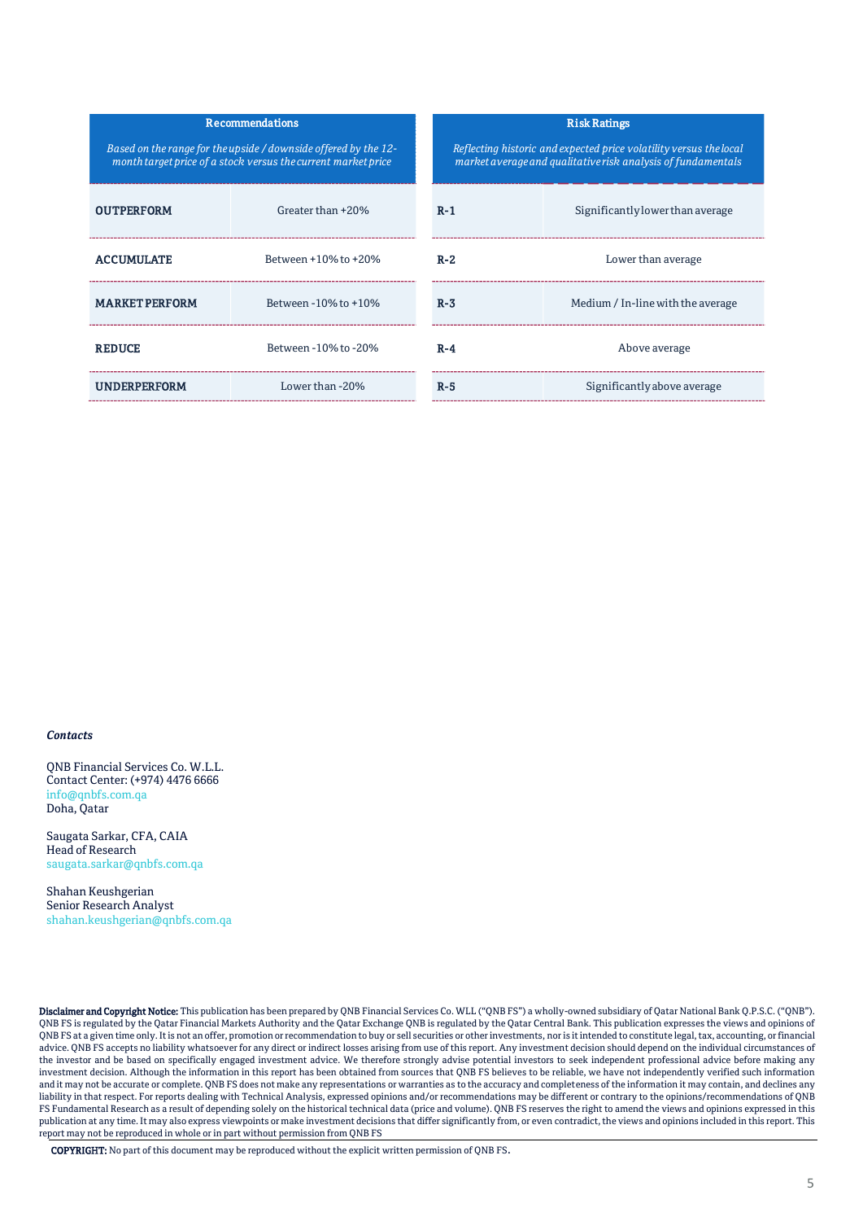| Recommendations<br>*Based on the range for the upside / downside offered by the 12-month target price of a stock versus the current market price* | |
|---|---|
| **OUTPERFORM** | Greater than +20% |
| **ACCUMULATE** | Between +10% to +20% |
| **MARKET PERFORM** | Between -10% to +10% |
| **REDUCE** | Between -10% to -20% |
| **UNDERPERFORM** | Lower than -20% |

| Risk Ratings<br>*Reflecting historic and expected price volatility versus the local market average and qualitative risk analysis of fundamentals* | |
|---|---|
| **R-1** | Significantly lower than average |
| **R-2** | Lower than average |
| **R-3** | Medium / In-line with the average |
| **R-4** | Above average |
| **R-5** | Significantly above average |

***Contacts***

QNB Financial Services Co. W.L.L.
Contact Center: (+974) 4476 6666
info@qnbfs.com.qa
Doha, Qatar

Saugata Sarkar, CFA, CAIA
Head of Research
saugata.sarkar@qnbfs.com.qa

Shahan Keushgerian
Senior Research Analyst
shahan.keushgerian@qnbfs.com.qa

**Disclaimer and Copyright Notice:** This publication has been prepared by QNB Financial Services Co. WLL ("QNB FS") a wholly-owned subsidiary of Qatar National Bank Q.P.S.C. ("QNB"). QNB FS is regulated by the Qatar Financial Markets Authority and the Qatar Exchange QNB is regulated by the Qatar Central Bank. This publication expresses the views and opinions of QNB FS at a given time only. It is not an offer, promotion or recommendation to buy or sell securities or other investments, nor is it intended to constitute legal, tax, accounting, or financial advice. QNB FS accepts no liability whatsoever for any direct or indirect losses arising from use of this report. Any investment decision should depend on the individual circumstances of the investor and be based on specifically engaged investment advice. We therefore strongly advise potential investors to seek independent professional advice before making any investment decision. Although the information in this report has been obtained from sources that QNB FS believes to be reliable, we have not independently verified such information and it may not be accurate or complete. QNB FS does not make any representations or warranties as to the accuracy and completeness of the information it may contain, and declines any liability in that respect. For reports dealing with Technical Analysis, expressed opinions and/or recommendations may be different or contrary to the opinions/recommendations of QNB FS Fundamental Research as a result of depending solely on the historical technical data (price and volume). QNB FS reserves the right to amend the views and opinions expressed in this publication at any time. It may also express viewpoints or make investment decisions that differ significantly from, or even contradict, the views and opinions included in this report. This report may not be reproduced in whole or in part without permission from QNB FS

**COPYRIGHT:** No part of this document may be reproduced without the explicit written permission of QNB FS.